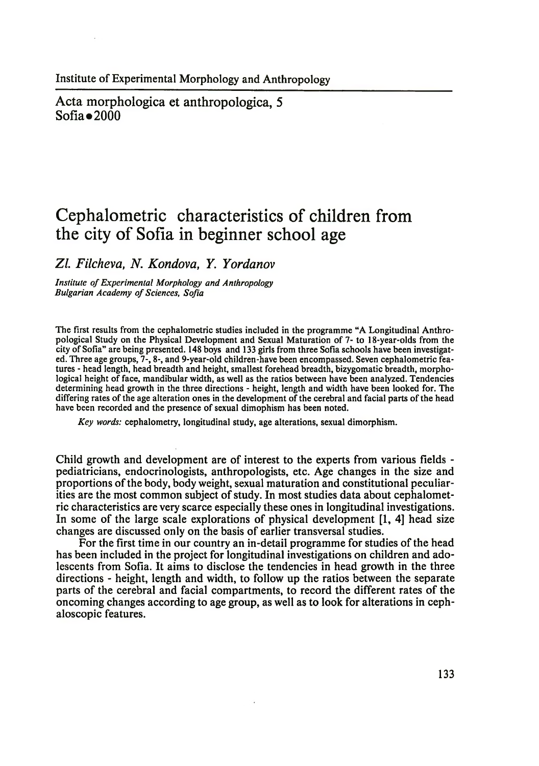Institute of Experimental Morphology and Anthropology

Acta morphologica et anthropologica, 5
Sofia • 2000

# Cephalometric characteristics of children from the city of Sofia in beginner school age

*Zl. Filcheva, N. Kondova, Y. Yordanov*

*Institute of Experimental Morphology and Anthropology*
*Bulgarian Academy of Sciences, Sofia*

The first results from the cephalometric studies included in the programme "A Longitudinal Anthropological Study on the Physical Development and Sexual Maturation of 7- to 18-year-olds from the city of Sofia" are being presented. 148 boys and 133 girls from three Sofia schools have been investigated. Three age groups, 7-, 8-, and 9-year-old children-have been encompassed. Seven cephalometric features - head length, head breadth and height, smallest forehead breadth, bizygomatic breadth, morphological height of face, mandibular width, as well as the ratios between have been analyzed. Tendencies determining head growth in the three directions - height, length and width have been looked for. The differing rates of the age alteration ones in the development of the cerebral and facial parts of the head have been recorded and the presence of sexual dimophism has been noted.

*Key words:* cephalometry, longitudinal study, age alterations, sexual dimorphism.

Child growth and development are of interest to the experts from various fields - pediatricians, endocrinologists, anthropologists, etc. Age changes in the size and proportions of the body, body weight, sexual maturation and constitutional peculiarities are the most common subject of study. In most studies data about cephalometric characteristics are very scarce especially these ones in longitudinal investigations. In some of the large scale explorations of physical development [1, 4] head size changes are discussed only on the basis of earlier transversal studies.

For the first time in our country an in-detail programme for studies of the head has been included in the project for longitudinal investigations on children and adolescents from Sofia. It aims to disclose the tendencies in head growth in the three directions - height, length and width, to follow up the ratios between the separate parts of the cerebral and facial compartments, to record the different rates of the oncoming changes according to age group, as well as to look for alterations in cephaloscopic features.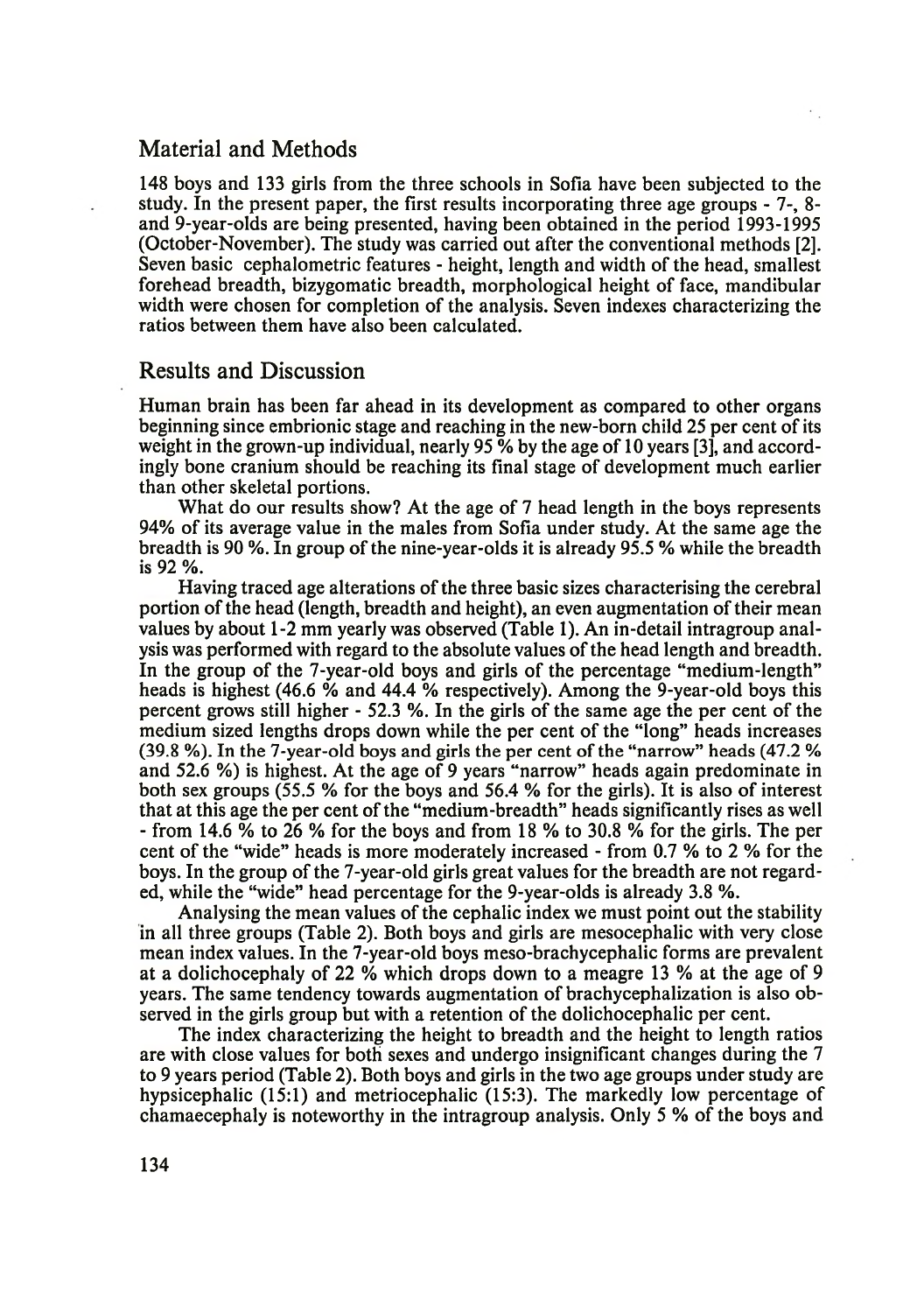## Material and Methods

148 boys and 133 girls from the three schools in Sofia have been subjected to the study. In the present paper, the first results incorporating three age groups - 7-, 8- and 9-year-olds are being presented, having been obtained in the period 1993-1995 (October-November). The study was carried out after the conventional methods [2]. Seven basic cephalometric features - height, length and width of the head, smallest forehead breadth, bizygomatic breadth, morphological height of face, mandibular width were chosen for completion of the analysis. Seven indexes characterizing the ratios between them have also been calculated.

## Results and Discussion

Human brain has been far ahead in its development as compared to other organs beginning since embrionic stage and reaching in the new-born child 25 per cent of its weight in the grown-up individual, nearly 95 % by the age of 10 years [3], and accordingly bone cranium should be reaching its final stage of development much earlier than other skeletal portions.

What do our results show? At the age of 7 head length in the boys represents 94% of its average value in the males from Sofia under study. At the same age the breadth is 90 %. In group of the nine-year-olds it is already 95.5 % while the breadth is 92 %.

Having traced age alterations of the three basic sizes characterising the cerebral portion of the head (length, breadth and height), an even augmentation of their mean values by about 1-2 mm yearly was observed (Table 1). An in-detail intragroup analysis was performed with regard to the absolute values of the head length and breadth. In the group of the 7-year-old boys and girls of the percentage "medium-length" heads is highest (46.6 % and 44.4 % respectively). Among the 9-year-old boys this percent grows still higher - 52.3 %. In the girls of the same age the per cent of the medium sized lengths drops down while the per cent of the "long" heads increases (39.8 %). In the 7-year-old boys and girls the per cent of the "narrow" heads (47.2 % and 52.6 %) is highest. At the age of 9 years "narrow" heads again predominate in both sex groups (55.5 % for the boys and 56.4 % for the girls). It is also of interest that at this age the per cent of the "medium-breadth" heads significantly rises as well - from 14.6 % to 26 % for the boys and from 18 % to 30.8 % for the girls. The per cent of the "wide" heads is more moderately increased - from 0.7 % to 2 % for the boys. In the group of the 7-year-old girls great values for the breadth are not regarded, while the "wide" head percentage for the 9-year-olds is already 3.8 %.

Analysing the mean values of the cephalic index we must point out the stability in all three groups (Table 2). Both boys and girls are mesocephalic with very close mean index values. In the 7-year-old boys meso-brachycephalic forms are prevalent at a dolichocephaly of 22 % which drops down to a meagre 13 % at the age of 9 years. The same tendency towards augmentation of brachycephalization is also observed in the girls group but with a retention of the dolichocephalic per cent.

The index characterizing the height to breadth and the height to length ratios are with close values for both sexes and undergo insignificant changes during the 7 to 9 years period (Table 2). Both boys and girls in the two age groups under study are hypsicephalic (15:1) and metriocephalic (15:3). The markedly low percentage of chamaecephaly is noteworthy in the intragroup analysis. Only 5 % of the boys and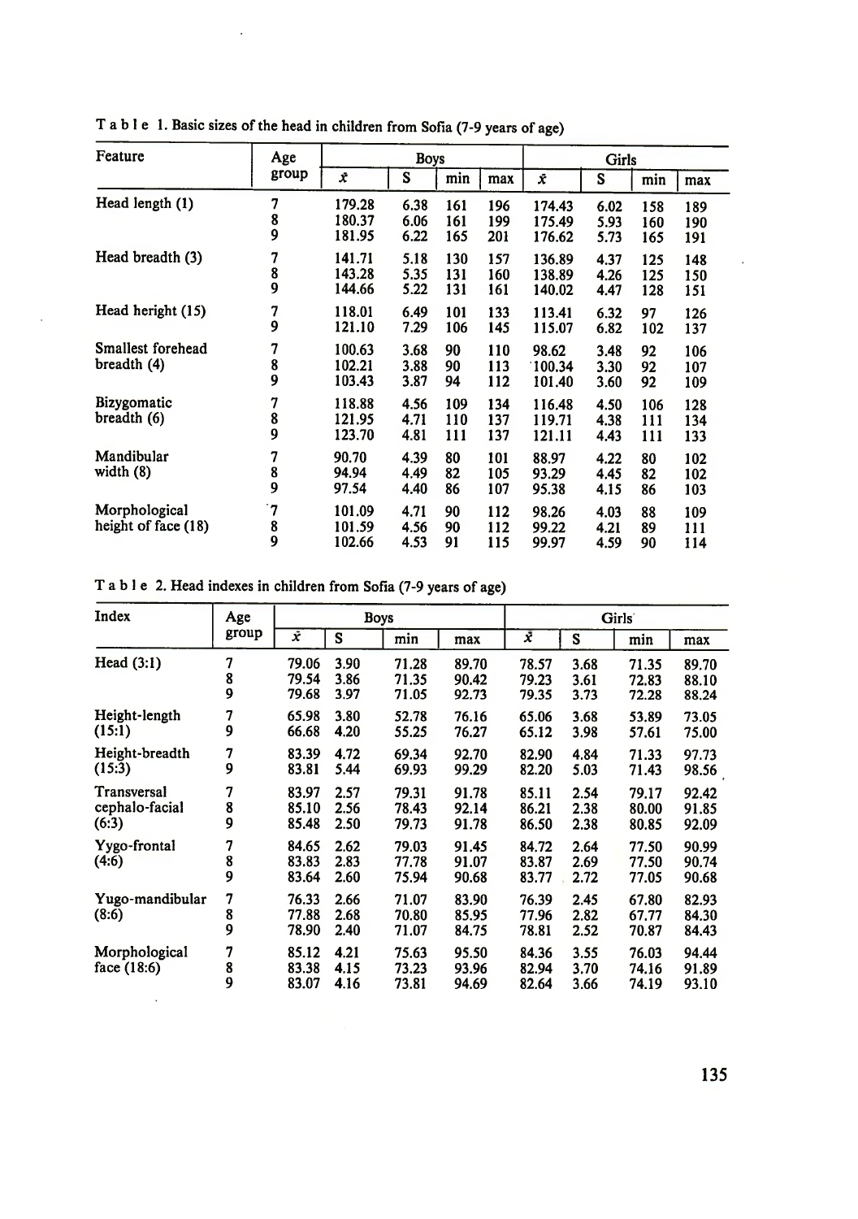T a b l e 1. Basic sizes of the head in children from Sofia (7-9 years of age)

| Feature | Age group | Boys | | | | Girls | | | |
|---|---|---|---|---|---|---|---|---|---|
| | | $\bar{x}$ | S | min | max | $\bar{x}$ | S | min | max |
| Head length (1) | 7 | 179.28 | 6.38 | 161 | 196 | 174.43 | 6.02 | 158 | 189 |
| | 8 | 180.37 | 6.06 | 161 | 199 | 175.49 | 5.93 | 160 | 190 |
| | 9 | 181.95 | 6.22 | 165 | 201 | 176.62 | 5.73 | 165 | 191 |
| Head breadth (3) | 7 | 141.71 | 5.18 | 130 | 157 | 136.89 | 4.37 | 125 | 148 |
| | 8 | 143.28 | 5.35 | 131 | 160 | 138.89 | 4.26 | 125 | 150 |
| | 9 | 144.66 | 5.22 | 131 | 161 | 140.02 | 4.47 | 128 | 151 |
| Head heright (15) | 7 | 118.01 | 6.49 | 101 | 133 | 113.41 | 6.32 | 97 | 126 |
| | 9 | 121.10 | 7.29 | 106 | 145 | 115.07 | 6.82 | 102 | 137 |
| Smallest forehead breadth (4) | 7 | 100.63 | 3.68 | 90 | 110 | 98.62 | 3.48 | 92 | 106 |
| | 8 | 102.21 | 3.88 | 90 | 113 | 100.34 | 3.30 | 92 | 107 |
| | 9 | 103.43 | 3.87 | 94 | 112 | 101.40 | 3.60 | 92 | 109 |
| Bizygomatic breadth (6) | 7 | 118.88 | 4.56 | 109 | 134 | 116.48 | 4.50 | 106 | 128 |
| | 8 | 121.95 | 4.71 | 110 | 137 | 119.71 | 4.38 | 111 | 134 |
| | 9 | 123.70 | 4.81 | 111 | 137 | 121.11 | 4.43 | 111 | 133 |
| Mandibular width (8) | 7 | 90.70 | 4.39 | 80 | 101 | 88.97 | 4.22 | 80 | 102 |
| | 8 | 94.94 | 4.49 | 82 | 105 | 93.29 | 4.45 | 82 | 102 |
| | 9 | 97.54 | 4.40 | 86 | 107 | 95.38 | 4.15 | 86 | 103 |
| Morphological height of face (18) | 7 | 101.09 | 4.71 | 90 | 112 | 98.26 | 4.03 | 88 | 109 |
| | 8 | 101.59 | 4.56 | 90 | 112 | 99.22 | 4.21 | 89 | 111 |
| | 9 | 102.66 | 4.53 | 91 | 115 | 99.97 | 4.59 | 90 | 114 |

T a b l e 2. Head indexes in children from Sofia (7-9 years of age)

| Index | Age group | Boys | | | | Girls | | | |
|---|---|---|---|---|---|---|---|---|---|
| | | $\bar{x}$ | S | min | max | $\bar{x}$ | S | min | max |
| Head (3:1) | 7 | 79.06 | 3.90 | 71.28 | 89.70 | 78.57 | 3.68 | 71.35 | 89.70 |
| | 8 | 79.54 | 3.86 | 71.35 | 90.42 | 79.23 | 3.61 | 72.83 | 88.10 |
| | 9 | 79.68 | 3.97 | 71.05 | 92.73 | 79.35 | 3.73 | 72.28 | 88.24 |
| Height-length (15:1) | 7 | 65.98 | 3.80 | 52.78 | 76.16 | 65.06 | 3.68 | 53.89 | 73.05 |
| | 9 | 66.68 | 4.20 | 55.25 | 76.27 | 65.12 | 3.98 | 57.61 | 75.00 |
| Height-breadth (15:3) | 7 | 83.39 | 4.72 | 69.34 | 92.70 | 82.90 | 4.84 | 71.33 | 97.73 |
| | 9 | 83.81 | 5.44 | 69.93 | 99.29 | 82.20 | 5.03 | 71.43 | 98.56 |
| Transversal cephalo-facial (6:3) | 7 | 83.97 | 2.57 | 79.31 | 91.78 | 85.11 | 2.54 | 79.17 | 92.42 |
| | 8 | 85.10 | 2.56 | 78.43 | 92.14 | 86.21 | 2.38 | 80.00 | 91.85 |
| | 9 | 85.48 | 2.50 | 79.73 | 91.78 | 86.50 | 2.38 | 80.85 | 92.09 |
| Yygo-frontal (4:6) | 7 | 84.65 | 2.62 | 79.03 | 91.45 | 84.72 | 2.64 | 77.50 | 90.99 |
| | 8 | 83.83 | 2.83 | 77.78 | 91.07 | 83.87 | 2.69 | 77.50 | 90.74 |
| | 9 | 83.64 | 2.60 | 75.94 | 90.68 | 83.77 | 2.72 | 77.05 | 90.68 |
| Yugo-mandibular (8:6) | 7 | 76.33 | 2.66 | 71.07 | 83.90 | 76.39 | 2.45 | 67.80 | 82.93 |
| | 8 | 77.88 | 2.68 | 70.80 | 85.95 | 77.96 | 2.82 | 67.77 | 84.30 |
| | 9 | 78.90 | 2.40 | 71.07 | 84.75 | 78.81 | 2.52 | 70.87 | 84.43 |
| Morphological face (18:6) | 7 | 85.12 | 4.21 | 75.63 | 95.50 | 84.36 | 3.55 | 76.03 | 94.44 |
| | 8 | 83.38 | 4.15 | 73.23 | 93.96 | 82.94 | 3.70 | 74.16 | 91.89 |
| | 9 | 83.07 | 4.16 | 73.81 | 94.69 | 82.64 | 3.66 | 74.19 | 93.10 |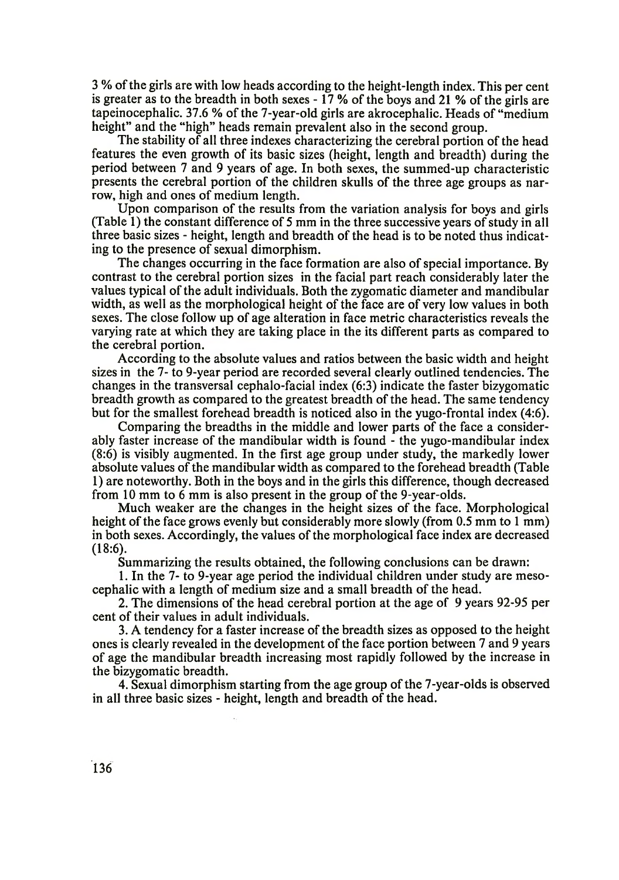3 % of the girls are with low heads according to the height-length index. This per cent is greater as to the breadth in both sexes - 17 % of the boys and 21 % of the girls are tapeinocephalic. 37.6 % of the 7-year-old girls are akrocephalic. Heads of "medium height" and the "high" heads remain prevalent also in the second group.

The stability of all three indexes characterizing the cerebral portion of the head features the even growth of its basic sizes (height, length and breadth) during the period between 7 and 9 years of age. In both sexes, the summed-up characteristic presents the cerebral portion of the children skulls of the three age groups as narrow, high and ones of medium length.

Upon comparison of the results from the variation analysis for boys and girls (Table 1) the constant difference of 5 mm in the three successive years of study in all three basic sizes - height, length and breadth of the head is to be noted thus indicating to the presence of sexual dimorphism.

The changes occurring in the face formation are also of special importance. By contrast to the cerebral portion sizes in the facial part reach considerably later the values typical of the adult individuals. Both the zygomatic diameter and mandibular width, as well as the morphological height of the face are of very low values in both sexes. The close follow up of age alteration in face metric characteristics reveals the varying rate at which they are taking place in the its different parts as compared to the cerebral portion.

According to the absolute values and ratios between the basic width and height sizes in the 7- to 9-year period are recorded several clearly outlined tendencies. The changes in the transversal cephalo-facial index (6:3) indicate the faster bizygomatic breadth growth as compared to the greatest breadth of the head. The same tendency but for the smallest forehead breadth is noticed also in the yugo-frontal index (4:6).

Comparing the breadths in the middle and lower parts of the face a considerably faster increase of the mandibular width is found - the yugo-mandibular index (8:6) is visibly augmented. In the first age group under study, the markedly lower absolute values of the mandibular width as compared to the forehead breadth (Table 1) are noteworthy. Both in the boys and in the girls this difference, though decreased from 10 mm to 6 mm is also present in the group of the 9-year-olds.

Much weaker are the changes in the height sizes of the face. Morphological height of the face grows evenly but considerably more slowly (from 0.5 mm to 1 mm) in both sexes. Accordingly, the values of the morphological face index are decreased (18:6).

Summarizing the results obtained, the following conclusions can be drawn:

1. In the 7- to 9-year age period the individual children under study are mesocephalic with a length of medium size and a small breadth of the head.

2. The dimensions of the head cerebral portion at the age of 9 years 92-95 per cent of their values in adult individuals.

3. A tendency for a faster increase of the breadth sizes as opposed to the height ones is clearly revealed in the development of the face portion between 7 and 9 years of age the mandibular breadth increasing most rapidly followed by the increase in the bizygomatic breadth.

4. Sexual dimorphism starting from the age group of the 7-year-olds is observed in all three basic sizes - height, length and breadth of the head.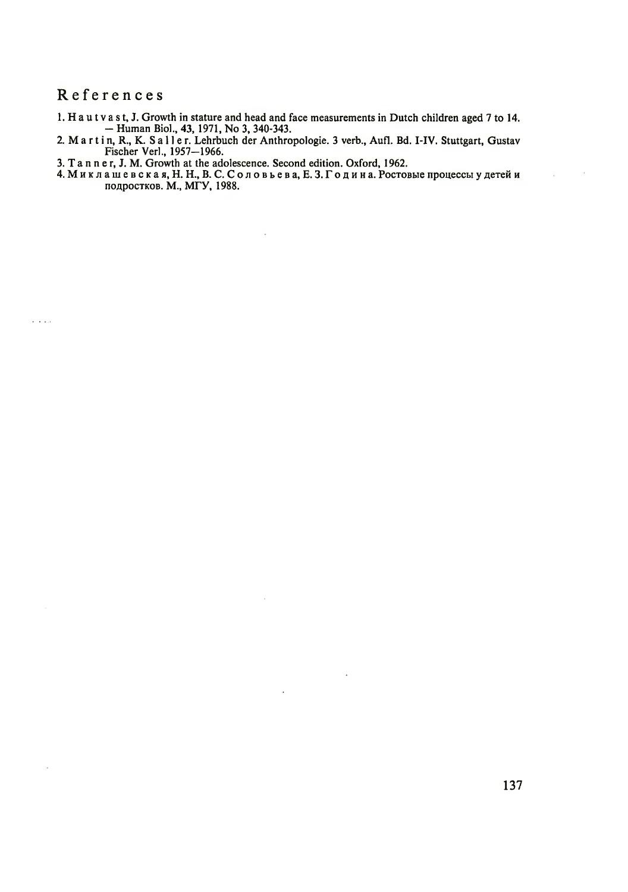## References

1. Hautvast, J. Growth in stature and head and face measurements in Dutch children aged 7 to 14. — Human Biol., **43**, 1971, No 3, 340-343.
2. Martin, R., K. Saller. Lehrbuch der Anthropologie. 3 verb., Aufl. Bd. I-IV. Stuttgart, Gustav Fischer Verl., 1957—1966.
3. Tanner, J. M. Growth at the adolescence. Second edition. Oxford, 1962.
4. Миклашевская, Н. Н., В. С. Соловьева, Е. З. Година. Ростовые процессы у детей и подростков. М., МГУ, 1988.